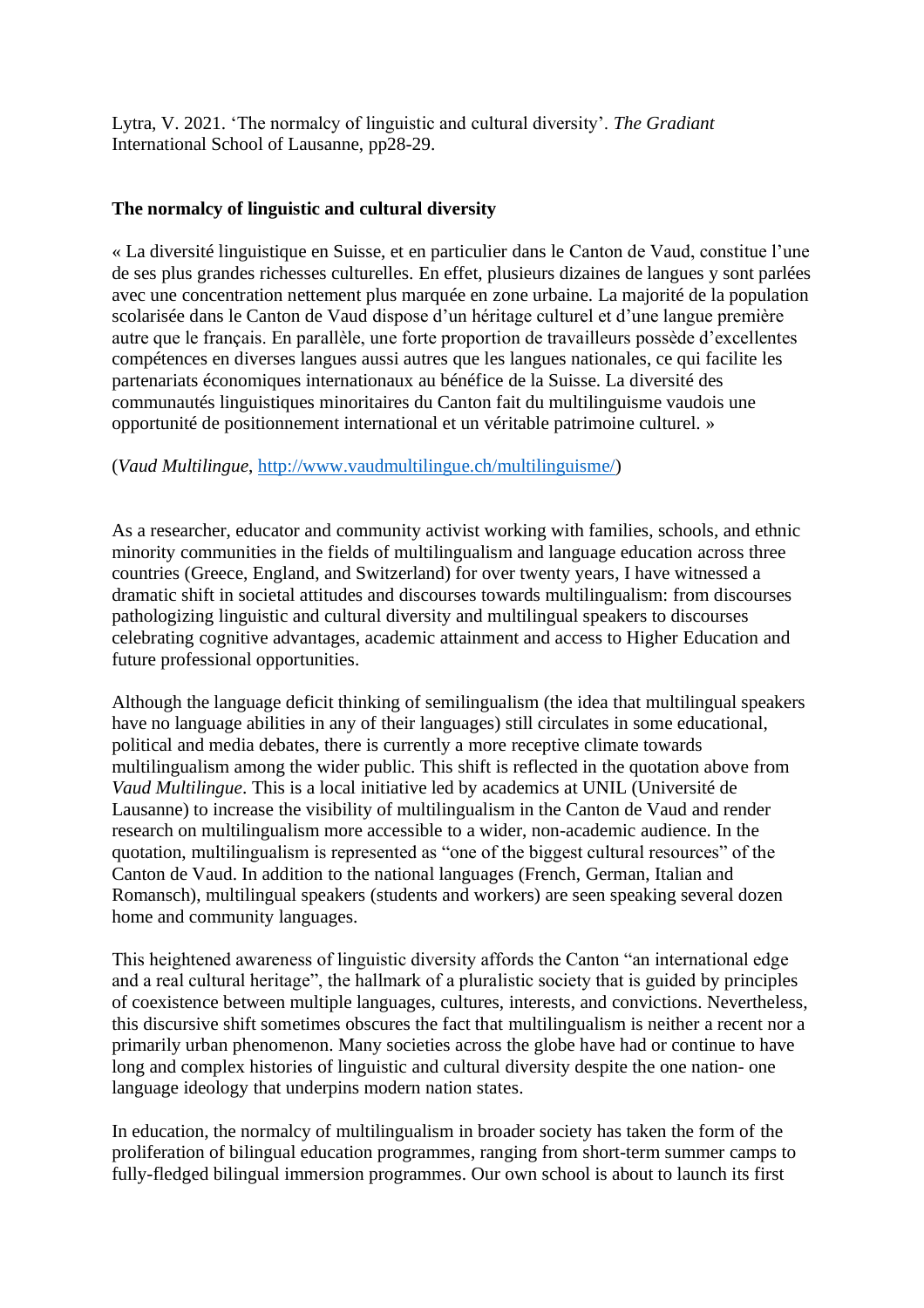Lytra, V. 2021. 'The normalcy of linguistic and cultural diversity'. *The Gradiant* International School of Lausanne, pp28-29.

**The normalcy of linguistic and cultural diversity**

« La diversité linguistique en Suisse, et en particulier dans le Canton de Vaud, constitue l'une de ses plus grandes richesses culturelles. En effet, plusieurs dizaines de langues y sont parlées avec une concentration nettement plus marquée en zone urbaine. La majorité de la population scolarisée dans le Canton de Vaud dispose d'un héritage culturel et d'une langue première autre que le français. En parallèle, une forte proportion de travailleurs possède d'excellentes compétences en diverses langues aussi autres que les langues nationales, ce qui facilite les partenariats économiques internationaux au bénéfice de la Suisse. La diversité des communautés linguistiques minoritaires du Canton fait du multilinguisme vaudois une opportunité de positionnement international et un véritable patrimoine culturel. »

(*Vaud Multilingue*, http://www.vaudmultilingue.ch/multilinguisme/)

As a researcher, educator and community activist working with families, schools, and ethnic minority communities in the fields of multilingualism and language education across three countries (Greece, England, and Switzerland) for over twenty years, I have witnessed a dramatic shift in societal attitudes and discourses towards multilingualism: from discourses pathologizing linguistic and cultural diversity and multilingual speakers to discourses celebrating cognitive advantages, academic attainment and access to Higher Education and future professional opportunities.

Although the language deficit thinking of semilingualism (the idea that multilingual speakers have no language abilities in any of their languages) still circulates in some educational, political and media debates, there is currently a more receptive climate towards multilingualism among the wider public. This shift is reflected in the quotation above from *Vaud Multilingue*. This is a local initiative led by academics at UNIL (Université de Lausanne) to increase the visibility of multilingualism in the Canton de Vaud and render research on multilingualism more accessible to a wider, non-academic audience. In the quotation, multilingualism is represented as "one of the biggest cultural resources" of the Canton de Vaud. In addition to the national languages (French, German, Italian and Romansch), multilingual speakers (students and workers) are seen speaking several dozen home and community languages.

This heightened awareness of linguistic diversity affords the Canton "an international edge and a real cultural heritage", the hallmark of a pluralistic society that is guided by principles of coexistence between multiple languages, cultures, interests, and convictions. Nevertheless, this discursive shift sometimes obscures the fact that multilingualism is neither a recent nor a primarily urban phenomenon. Many societies across the globe have had or continue to have long and complex histories of linguistic and cultural diversity despite the one nation- one language ideology that underpins modern nation states.

In education, the normalcy of multilingualism in broader society has taken the form of the proliferation of bilingual education programmes, ranging from short-term summer camps to fully-fledged bilingual immersion programmes. Our own school is about to launch its first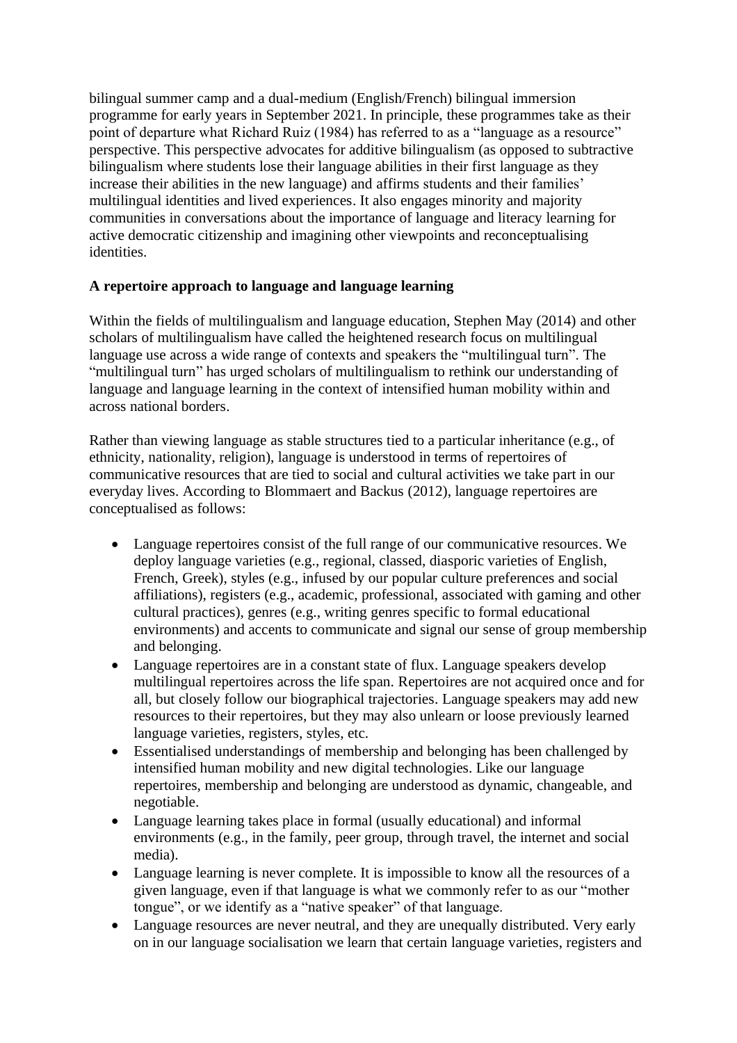bilingual summer camp and a dual-medium (English/French) bilingual immersion programme for early years in September 2021. In principle, these programmes take as their point of departure what Richard Ruiz (1984) has referred to as a "language as a resource" perspective. This perspective advocates for additive bilingualism (as opposed to subtractive bilingualism where students lose their language abilities in their first language as they increase their abilities in the new language) and affirms students and their families' multilingual identities and lived experiences. It also engages minority and majority communities in conversations about the importance of language and literacy learning for active democratic citizenship and imagining other viewpoints and reconceptualising identities.

**A repertoire approach to language and language learning**

Within the fields of multilingualism and language education, Stephen May (2014) and other scholars of multilingualism have called the heightened research focus on multilingual language use across a wide range of contexts and speakers the "multilingual turn". The "multilingual turn" has urged scholars of multilingualism to rethink our understanding of language and language learning in the context of intensified human mobility within and across national borders.

Rather than viewing language as stable structures tied to a particular inheritance (e.g., of ethnicity, nationality, religion), language is understood in terms of repertoires of communicative resources that are tied to social and cultural activities we take part in our everyday lives. According to Blommaert and Backus (2012), language repertoires are conceptualised as follows:

- Language repertoires consist of the full range of our communicative resources. We deploy language varieties (e.g., regional, classed, diasporic varieties of English, French, Greek), styles (e.g., infused by our popular culture preferences and social affiliations), registers (e.g., academic, professional, associated with gaming and other cultural practices), genres (e.g., writing genres specific to formal educational environments) and accents to communicate and signal our sense of group membership and belonging.
- Language repertoires are in a constant state of flux. Language speakers develop multilingual repertoires across the life span. Repertoires are not acquired once and for all, but closely follow our biographical trajectories. Language speakers may add new resources to their repertoires, but they may also unlearn or loose previously learned language varieties, registers, styles, etc.
- Essentialised understandings of membership and belonging has been challenged by intensified human mobility and new digital technologies. Like our language repertoires, membership and belonging are understood as dynamic, changeable, and negotiable.
- Language learning takes place in formal (usually educational) and informal environments (e.g., in the family, peer group, through travel, the internet and social media).
- Language learning is never complete. It is impossible to know all the resources of a given language, even if that language is what we commonly refer to as our "mother tongue", or we identify as a "native speaker" of that language.
- Language resources are never neutral, and they are unequally distributed. Very early on in our language socialisation we learn that certain language varieties, registers and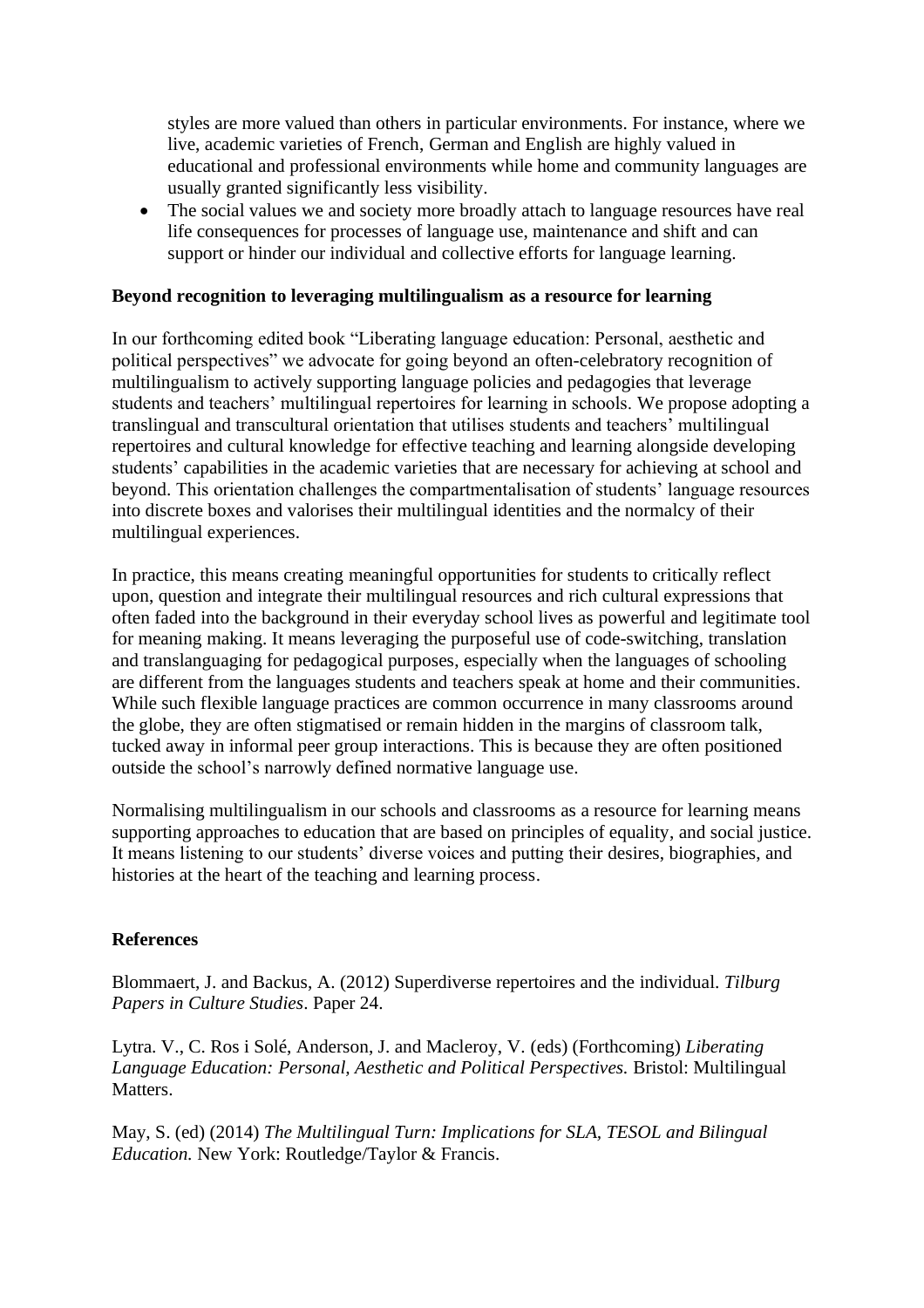styles are more valued than others in particular environments. For instance, where we live, academic varieties of French, German and English are highly valued in educational and professional environments while home and community languages are usually granted significantly less visibility.

- The social values we and society more broadly attach to language resources have real life consequences for processes of language use, maintenance and shift and can support or hinder our individual and collective efforts for language learning.

**Beyond recognition to leveraging multilingualism as a resource for learning**

In our forthcoming edited book "Liberating language education: Personal, aesthetic and political perspectives" we advocate for going beyond an often-celebratory recognition of multilingualism to actively supporting language policies and pedagogies that leverage students and teachers' multilingual repertoires for learning in schools. We propose adopting a translingual and transcultural orientation that utilises students and teachers' multilingual repertoires and cultural knowledge for effective teaching and learning alongside developing students' capabilities in the academic varieties that are necessary for achieving at school and beyond. This orientation challenges the compartmentalisation of students' language resources into discrete boxes and valorises their multilingual identities and the normalcy of their multilingual experiences.

In practice, this means creating meaningful opportunities for students to critically reflect upon, question and integrate their multilingual resources and rich cultural expressions that often faded into the background in their everyday school lives as powerful and legitimate tool for meaning making. It means leveraging the purposeful use of code-switching, translation and translanguaging for pedagogical purposes, especially when the languages of schooling are different from the languages students and teachers speak at home and their communities. While such flexible language practices are common occurrence in many classrooms around the globe, they are often stigmatised or remain hidden in the margins of classroom talk, tucked away in informal peer group interactions. This is because they are often positioned outside the school's narrowly defined normative language use.

Normalising multilingualism in our schools and classrooms as a resource for learning means supporting approaches to education that are based on principles of equality, and social justice. It means listening to our students' diverse voices and putting their desires, biographies, and histories at the heart of the teaching and learning process.

**References**

Blommaert, J. and Backus, A. (2012) Superdiverse repertoires and the individual. *Tilburg Papers in Culture Studies*. Paper 24.

Lytra. V., C. Ros i Solé, Anderson, J. and Macleroy, V. (eds) (Forthcoming) *Liberating Language Education: Personal, Aesthetic and Political Perspectives.* Bristol: Multilingual Matters.

May, S. (ed) (2014) *The Multilingual Turn: Implications for SLA, TESOL and Bilingual Education.* New York: Routledge/Taylor & Francis.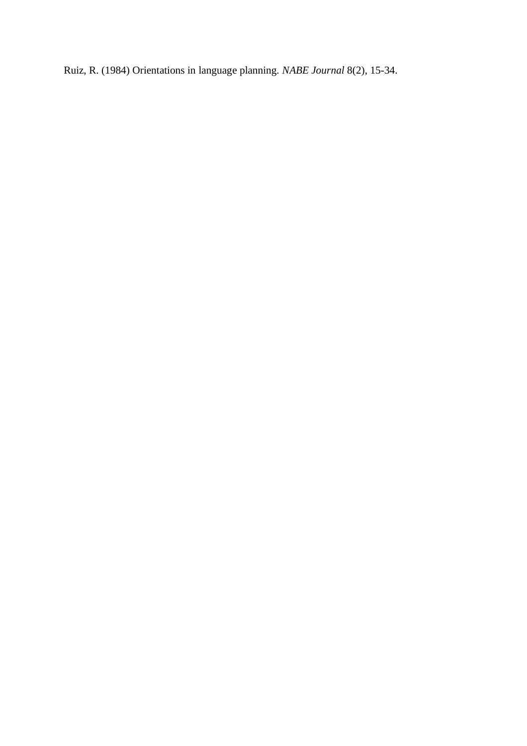Ruiz, R. (1984) Orientations in language planning. *NABE Journal* 8(2), 15-34.